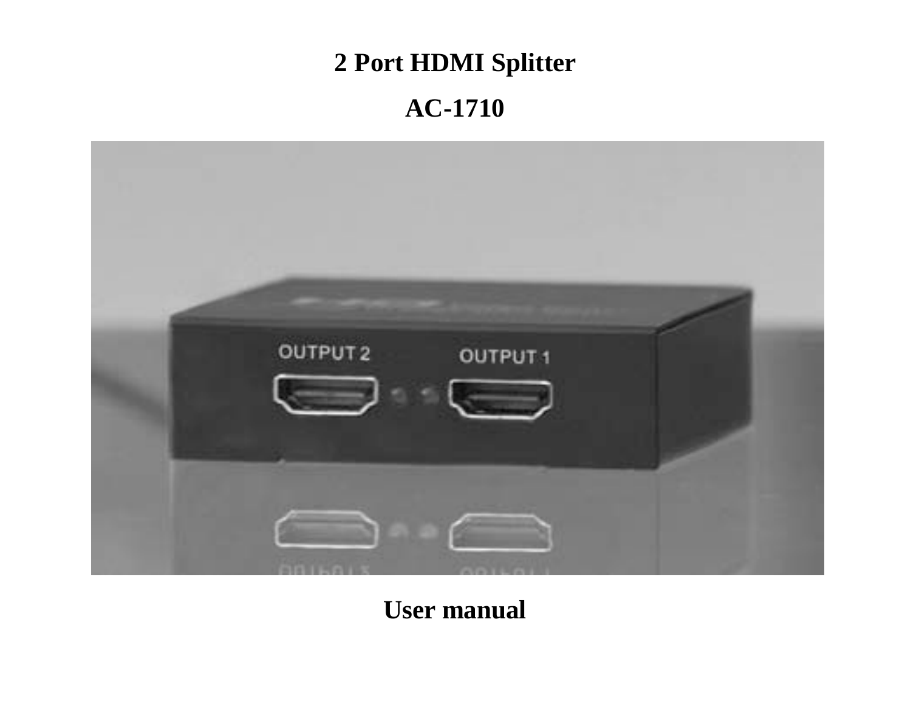# 2 Port HDMI Splitter

# AC-1710

**User manual**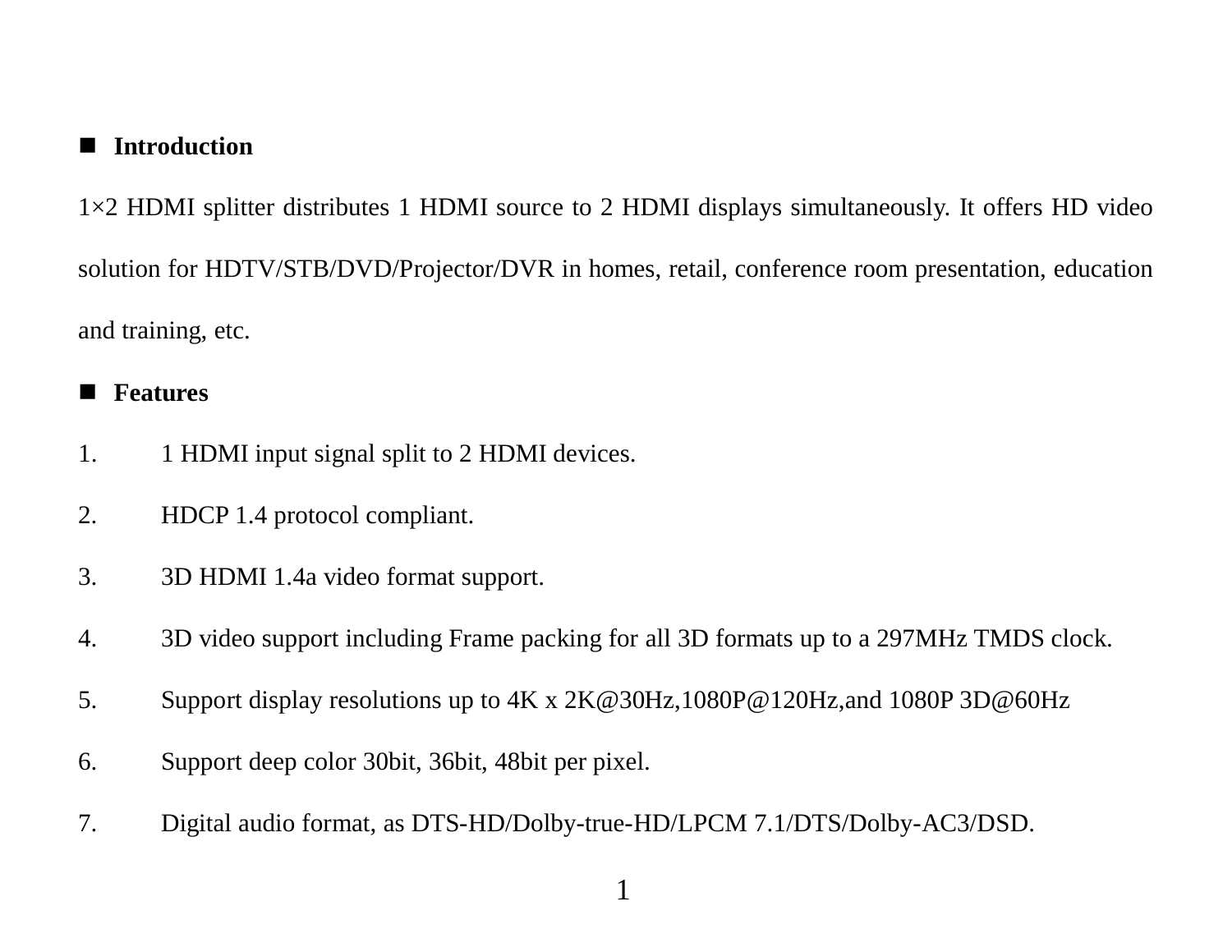## Introduction

1×2 HDMI splitter distributes 1 HDMI source to 2 HDMI displays simultaneously. It offers HD video solution for HDTV/STB/DVD/Projector/DVR in homes, retail, conference room presentation, education and training, etc.

## Features

1. 1 HDMI input signal split to 2 HDMI devices.
2. HDCP 1.4 protocol compliant.
3. 3D HDMI 1.4a video format support.
4. 3D video support including Frame packing for all 3D formats up to a 297MHz TMDS clock.
5. Support display resolutions up to 4K x 2K@30Hz,1080P@120Hz,and 1080P 3D@60Hz
6. Support deep color 30bit, 36bit, 48bit per pixel.
7. Digital audio format, as DTS-HD/Dolby-true-HD/LPCM 7.1/DTS/Dolby-AC3/DSD.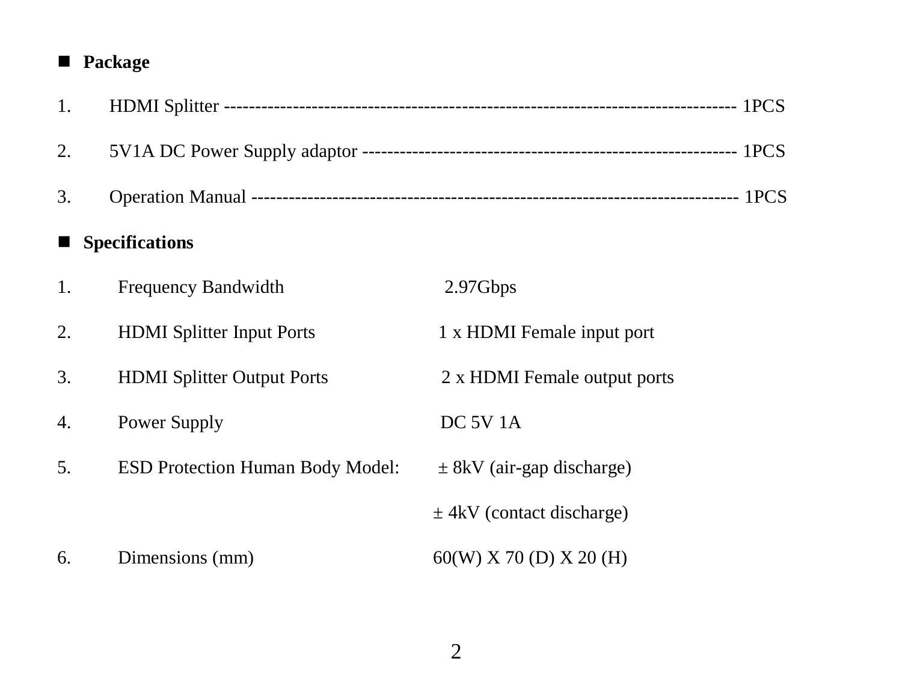## Package

1. HDMI Splitter ---------------------------------------------------------------------------------- 1PCS
2. 5V1A DC Power Supply adaptor ----------------------------------------------------------- 1PCS
3. Operation Manual ----------------------------------------------------------------------------- 1PCS

## Specifications

| | | |
|---|---|---|
| 1. | Frequency Bandwidth | 2.97Gbps |
| 2. | HDMI Splitter Input Ports | 1 x HDMI Female input port |
| 3. | HDMI Splitter Output Ports | 2 x HDMI Female output ports |
| 4. | Power Supply | DC 5V 1A |
| 5. | ESD Protection Human Body Model: | ± 8kV (air-gap discharge) |
| | | ± 4kV (contact discharge) |
| 6. | Dimensions (mm) | 60(W) X 70 (D) X 20 (H) |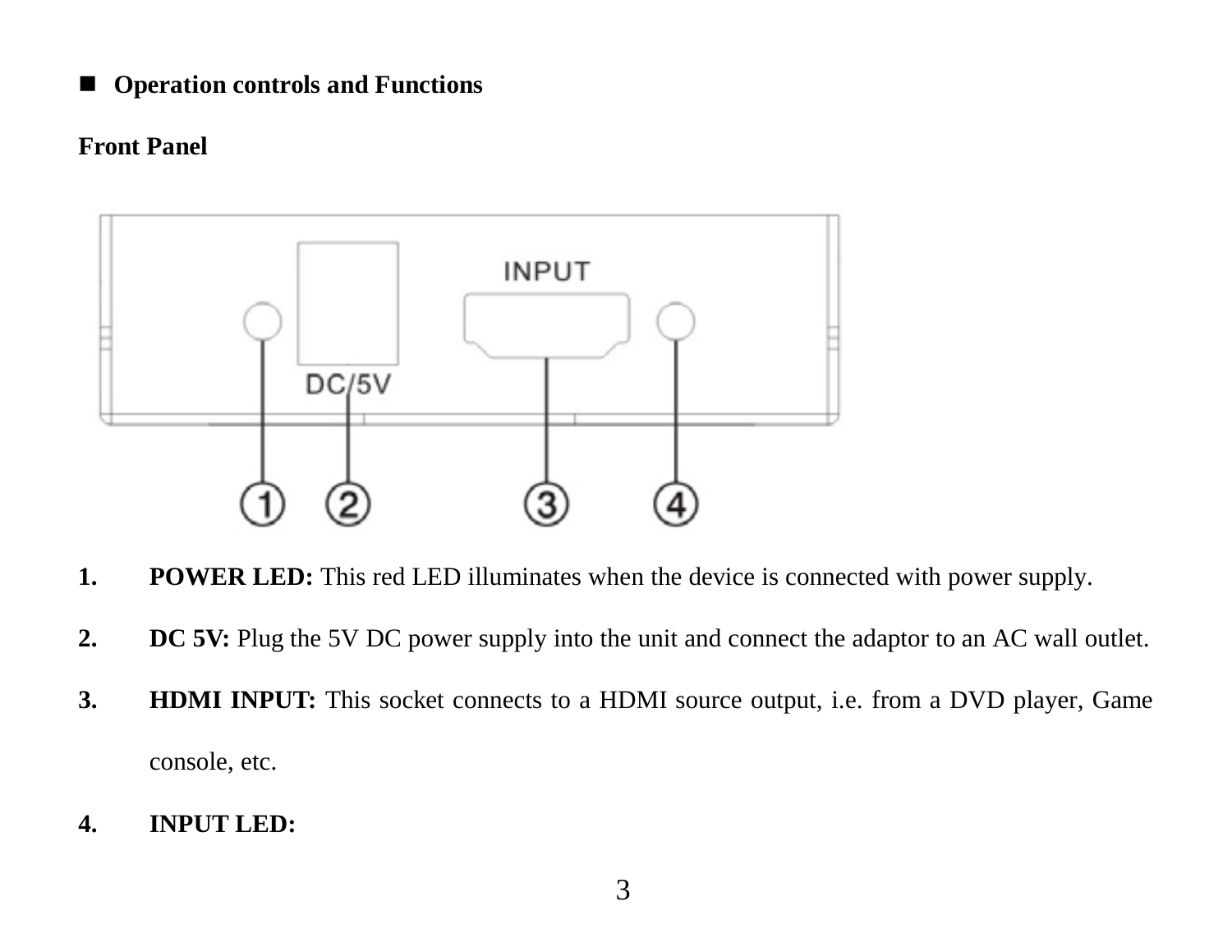## Operation controls and Functions

### Front Panel

1. **POWER LED:** This red LED illuminates when the device is connected with power supply.
2. **DC 5V:** Plug the 5V DC power supply into the unit and connect the adaptor to an AC wall outlet.
3. **HDMI INPUT:** This socket connects to a HDMI source output, i.e. from a DVD player, Game console, etc.
4. **INPUT LED:**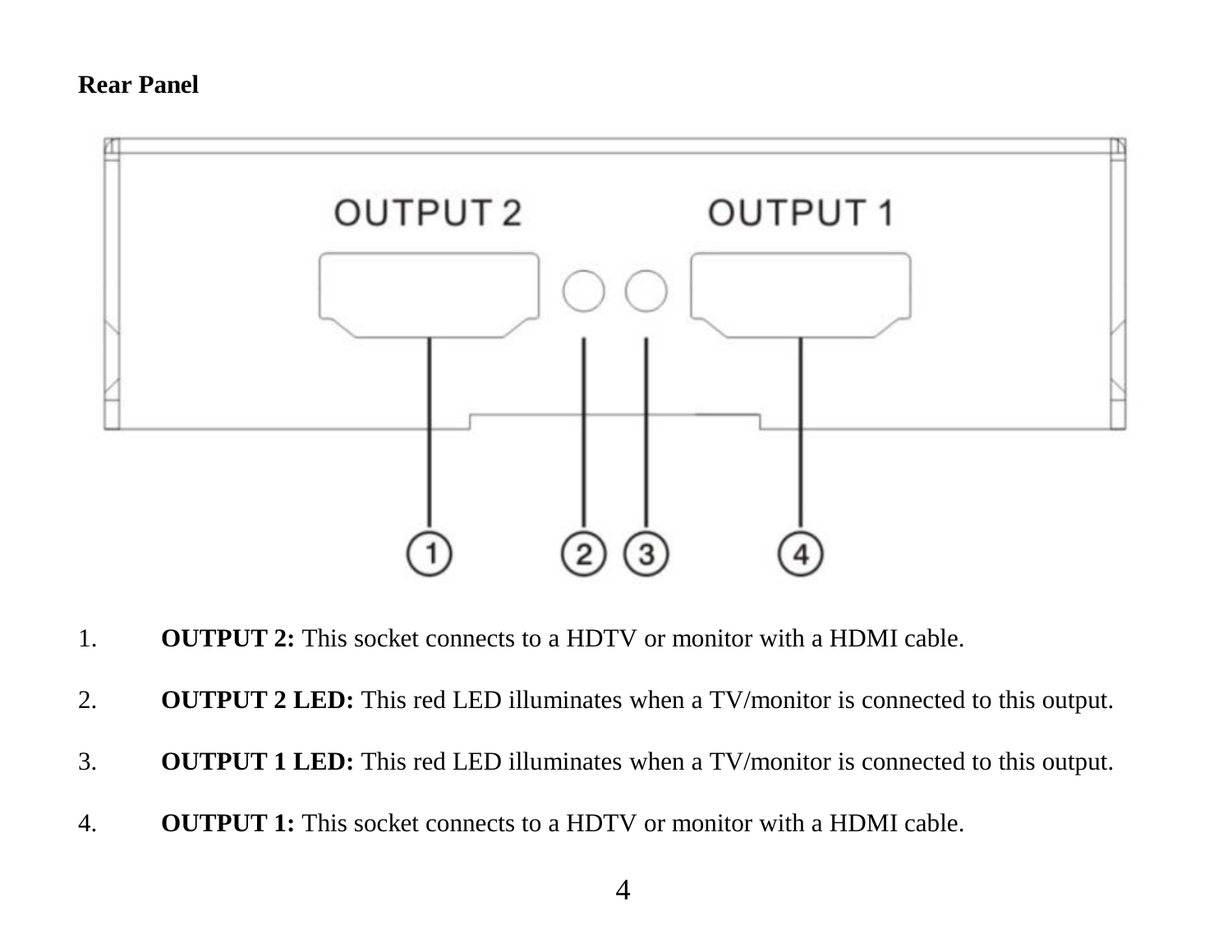**Rear Panel**

1. **OUTPUT 2:** This socket connects to a HDTV or monitor with a HDMI cable.

2. **OUTPUT 2 LED:** This red LED illuminates when a TV/monitor is connected to this output.

3. **OUTPUT 1 LED:** This red LED illuminates when a TV/monitor is connected to this output.

4. **OUTPUT 1:** This socket connects to a HDTV or monitor with a HDMI cable.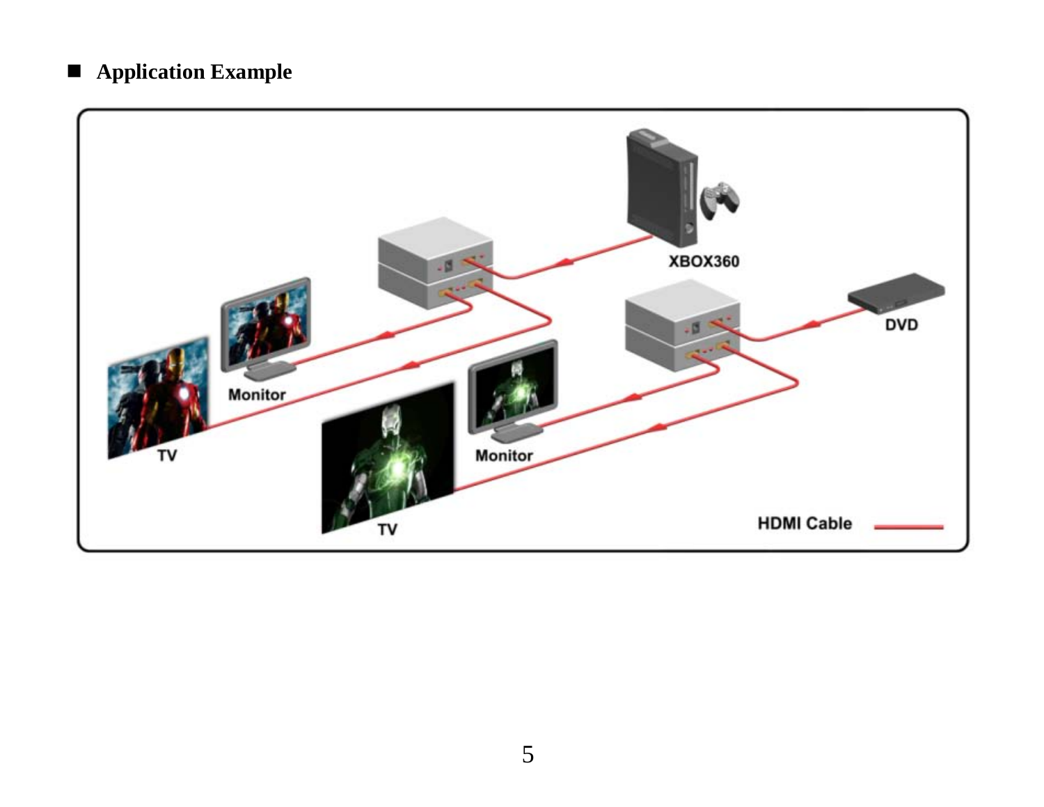## Application Example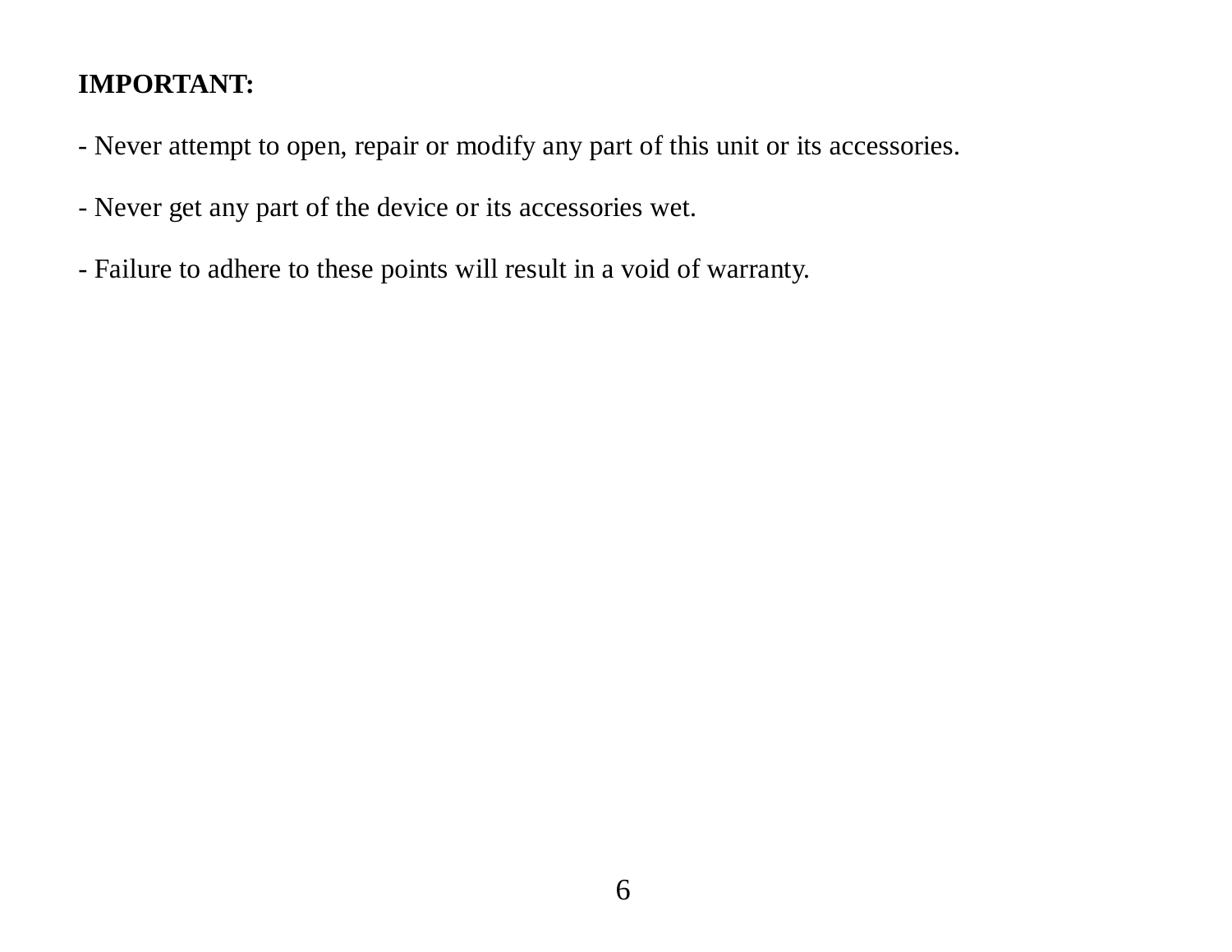**IMPORTANT:**

- Never attempt to open, repair or modify any part of this unit or its accessories.

- Never get any part of the device or its accessories wet.

- Failure to adhere to these points will result in a void of warranty.